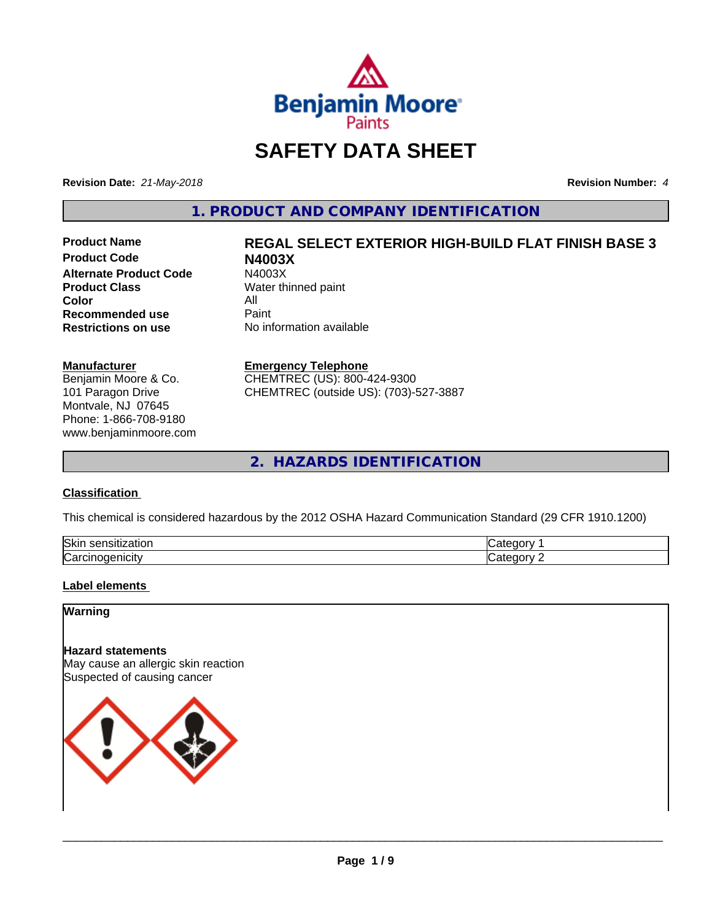# SAFETY DATA SHEET

**Revision Date:** *21-May-2018*

**Revision Number:** *4*

## 1. PRODUCT AND COMPANY IDENTIFICATION

| | |
|---|---|
| **Product Name** | **REGAL SELECT EXTERIOR HIGH-BUILD FLAT FINISH BASE 3** |
| **Product Code** | **N4003X** |
| **Alternate Product Code** | N4003X |
| **Product Class** | Water thinned paint |
| **Color** | All |
| **Recommended use** | Paint |
| **Restrictions on use** | No information available |

**Manufacturer**
Benjamin Moore & Co.
101 Paragon Drive
Montvale, NJ 07645
Phone: 1-866-708-9180
www.benjaminmoore.com

**Emergency Telephone**
CHEMTREC (US): 800-424-9300
CHEMTREC (outside US): (703)-527-3887

## 2. HAZARDS IDENTIFICATION

### Classification

This chemical is considered hazardous by the 2012 OSHA Hazard Communication Standard (29 CFR 1910.1200)

| | |
|---|---|
| Skin sensitization | Category 1 |
| Carcinogenicity | Category 2 |

### Label elements

**Warning**

**Hazard statements**
May cause an allergic skin reaction
Suspected of causing cancer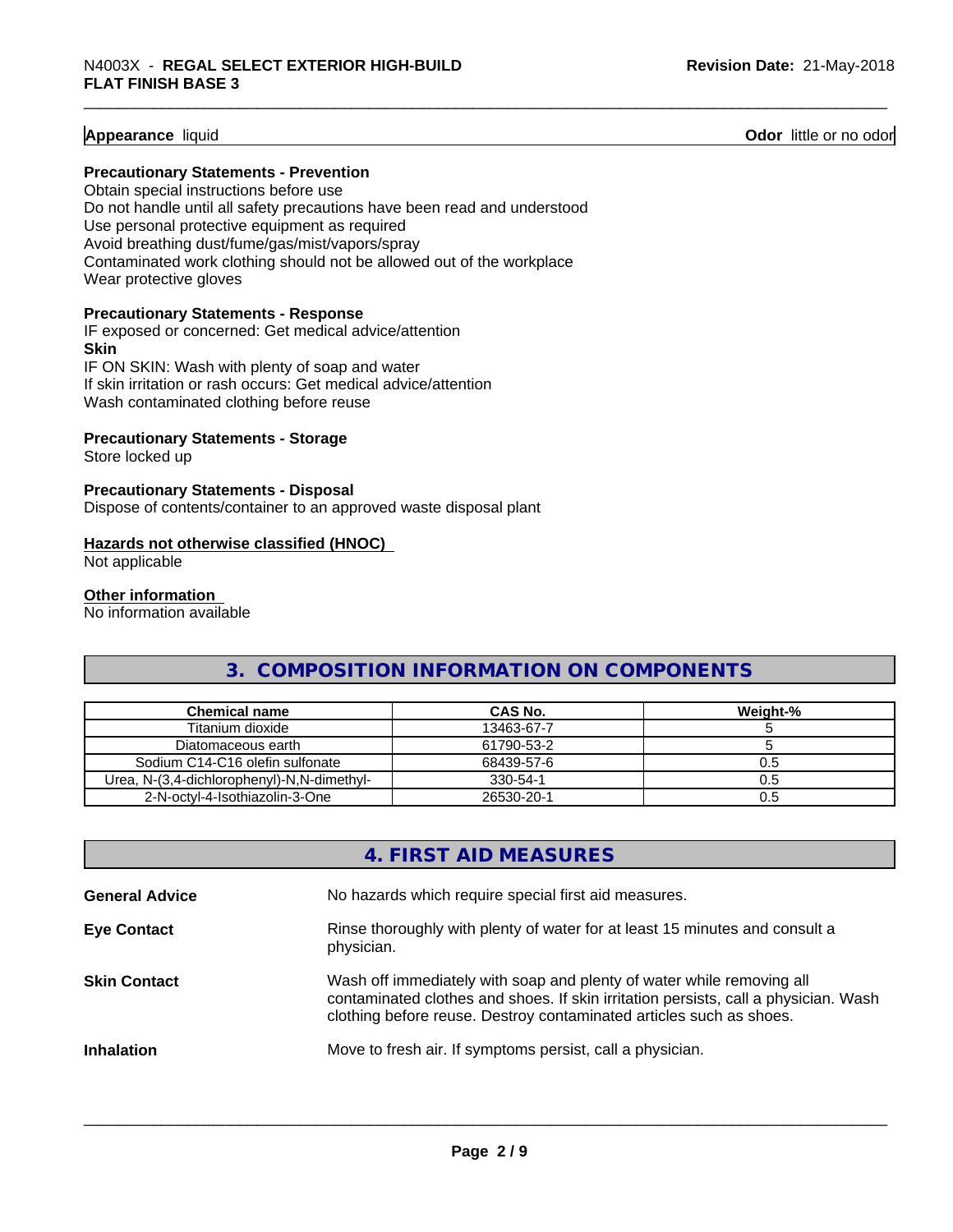**Appearance** liquid **Odor** little or no odor

**Precautionary Statements - Prevention**

Obtain special instructions before use
Do not handle until all safety precautions have been read and understood
Use personal protective equipment as required
Avoid breathing dust/fume/gas/mist/vapors/spray
Contaminated work clothing should not be allowed out of the workplace
Wear protective gloves

**Precautionary Statements - Response**

IF exposed or concerned: Get medical advice/attention

**Skin**

IF ON SKIN: Wash with plenty of soap and water
If skin irritation or rash occurs: Get medical advice/attention
Wash contaminated clothing before reuse

**Precautionary Statements - Storage**

Store locked up

**Precautionary Statements - Disposal**

Dispose of contents/container to an approved waste disposal plant

**Hazards not otherwise classified (HNOC)**

Not applicable

**Other information**

No information available

## 3. COMPOSITION INFORMATION ON COMPONENTS

| Chemical name | CAS No. | Weight-% |
| --- | --- | --- |
| Titanium dioxide | 13463-67-7 | 5 |
| Diatomaceous earth | 61790-53-2 | 5 |
| Sodium C14-C16 olefin sulfonate | 68439-57-6 | 0.5 |
| Urea, N-(3,4-dichlorophenyl)-N,N-dimethyl- | 330-54-1 | 0.5 |
| 2-N-octyl-4-Isothiazolin-3-One | 26530-20-1 | 0.5 |

## 4. FIRST AID MEASURES

**General Advice** No hazards which require special first aid measures.

**Eye Contact** Rinse thoroughly with plenty of water for at least 15 minutes and consult a physician.

**Skin Contact** Wash off immediately with soap and plenty of water while removing all contaminated clothes and shoes. If skin irritation persists, call a physician. Wash clothing before reuse. Destroy contaminated articles such as shoes.

**Inhalation** Move to fresh air. If symptoms persist, call a physician.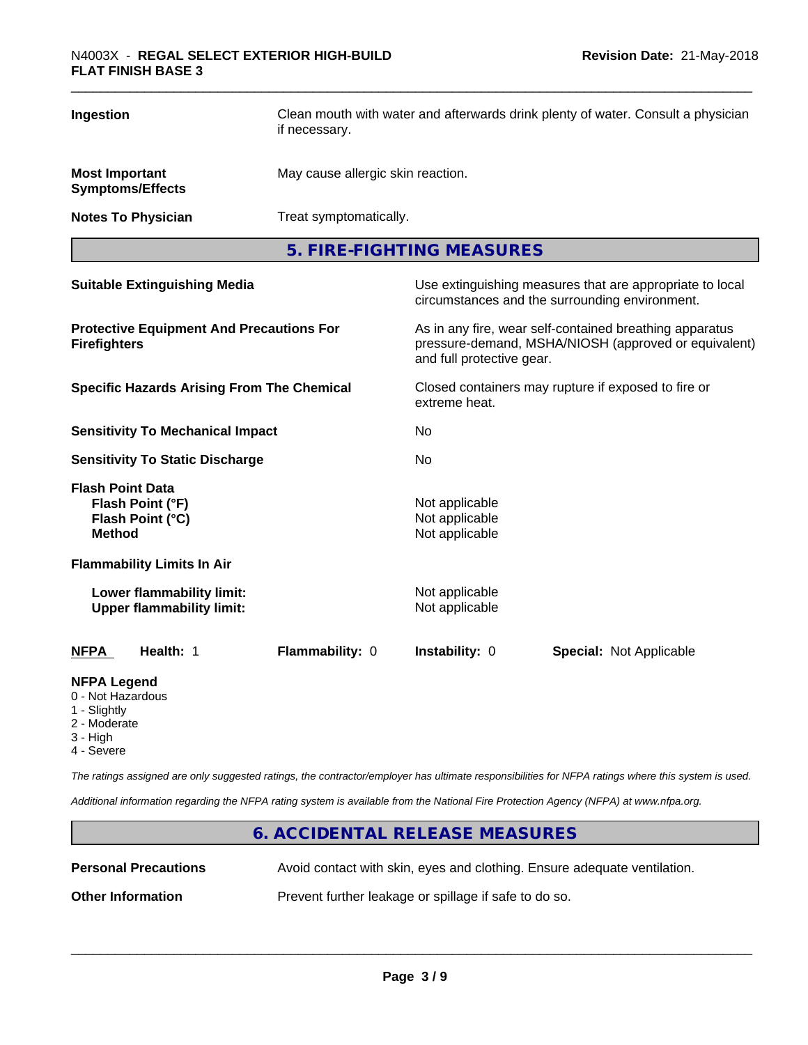| | |
|---|---|
| **Ingestion** | Clean mouth with water and afterwards drink plenty of water. Consult a physician if necessary. |
| **Most Important Symptoms/Effects** | May cause allergic skin reaction. |
| **Notes To Physician** | Treat symptomatically. |

## 5. FIRE-FIGHTING MEASURES

| | |
|---|---|
| **Suitable Extinguishing Media** | Use extinguishing measures that are appropriate to local circumstances and the surrounding environment. |
| **Protective Equipment And Precautions For Firefighters** | As in any fire, wear self-contained breathing apparatus pressure-demand, MSHA/NIOSH (approved or equivalent) and full protective gear. |
| **Specific Hazards Arising From The Chemical** | Closed containers may rupture if exposed to fire or extreme heat. |
| **Sensitivity To Mechanical Impact** | No |
| **Sensitivity To Static Discharge** | No |
| **Flash Point Data** | |
| **Flash Point (°F)** | Not applicable |
| **Flash Point (°C)** | Not applicable |
| **Method** | Not applicable |
| **Flammability Limits In Air** | |
| **Lower flammability limit:** | Not applicable |
| **Upper flammability limit:** | Not applicable |

| **NFPA** | **Health:** 1 | **Flammability:** 0 | **Instability:** 0 | **Special:** Not Applicable |
|---|---|---|---|---|

**NFPA Legend**
- 0 - Not Hazardous
- 1 - Slightly
- 2 - Moderate
- 3 - High
- 4 - Severe

*The ratings assigned are only suggested ratings, the contractor/employer has ultimate responsibilities for NFPA ratings where this system is used.*

*Additional information regarding the NFPA rating system is available from the National Fire Protection Agency (NFPA) at www.nfpa.org.*

## 6. ACCIDENTAL RELEASE MEASURES

| | |
|---|---|
| **Personal Precautions** | Avoid contact with skin, eyes and clothing. Ensure adequate ventilation. |
| **Other Information** | Prevent further leakage or spillage if safe to do so. |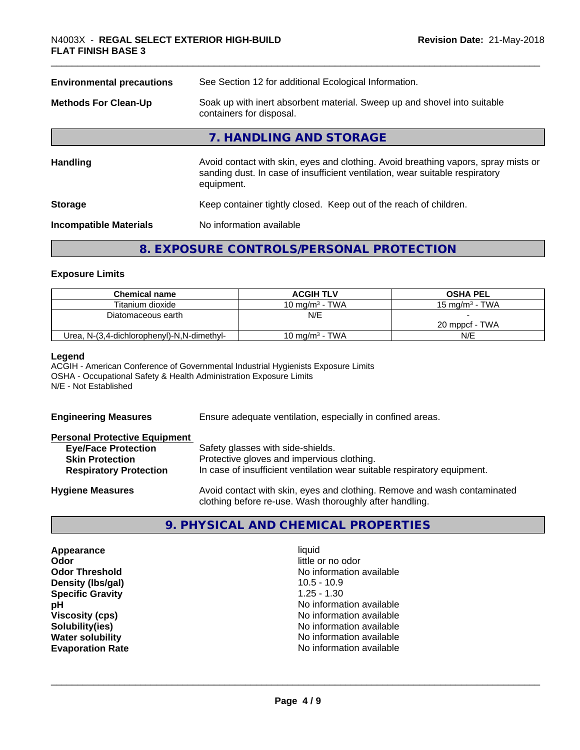**Environmental precautions** See Section 12 for additional Ecological Information.

**Methods For Clean-Up** Soak up with inert absorbent material. Sweep up and shovel into suitable containers for disposal.

## 7. HANDLING AND STORAGE

**Handling** Avoid contact with skin, eyes and clothing. Avoid breathing vapors, spray mists or sanding dust. In case of insufficient ventilation, wear suitable respiratory equipment.

**Storage** Keep container tightly closed. Keep out of the reach of children.

**Incompatible Materials** No information available

## 8. EXPOSURE CONTROLS/PERSONAL PROTECTION

### Exposure Limits

| Chemical name | ACGIH TLV | OSHA PEL |
|---|---|---|
| Titanium dioxide | 10 mg/m³ - TWA | 15 mg/m³ - TWA |
| Diatomaceous earth | N/E | - <br> 20 mppcf - TWA |
| Urea, N-(3,4-dichlorophenyl)-N,N-dimethyl- | 10 mg/m³ - TWA | N/E |

**Legend**
ACGIH - American Conference of Governmental Industrial Hygienists Exposure Limits
OSHA - Occupational Safety & Health Administration Exposure Limits
N/E - Not Established

**Engineering Measures** Ensure adequate ventilation, especially in confined areas.

**Personal Protective Equipment**

- **Eye/Face Protection** Safety glasses with side-shields.
- **Skin Protection** Protective gloves and impervious clothing.
- **Respiratory Protection** In case of insufficient ventilation wear suitable respiratory equipment.

**Hygiene Measures** Avoid contact with skin, eyes and clothing. Remove and wash contaminated clothing before re-use. Wash thoroughly after handling.

## 9. PHYSICAL AND CHEMICAL PROPERTIES

**Appearance** liquid
**Odor** little or no odor
**Odor Threshold** No information available
**Density (lbs/gal)** 10.5 - 10.9
**Specific Gravity** 1.25 - 1.30
**pH** No information available
**Viscosity (cps)** No information available
**Solubility(ies)** No information available
**Water solubility** No information available
**Evaporation Rate** No information available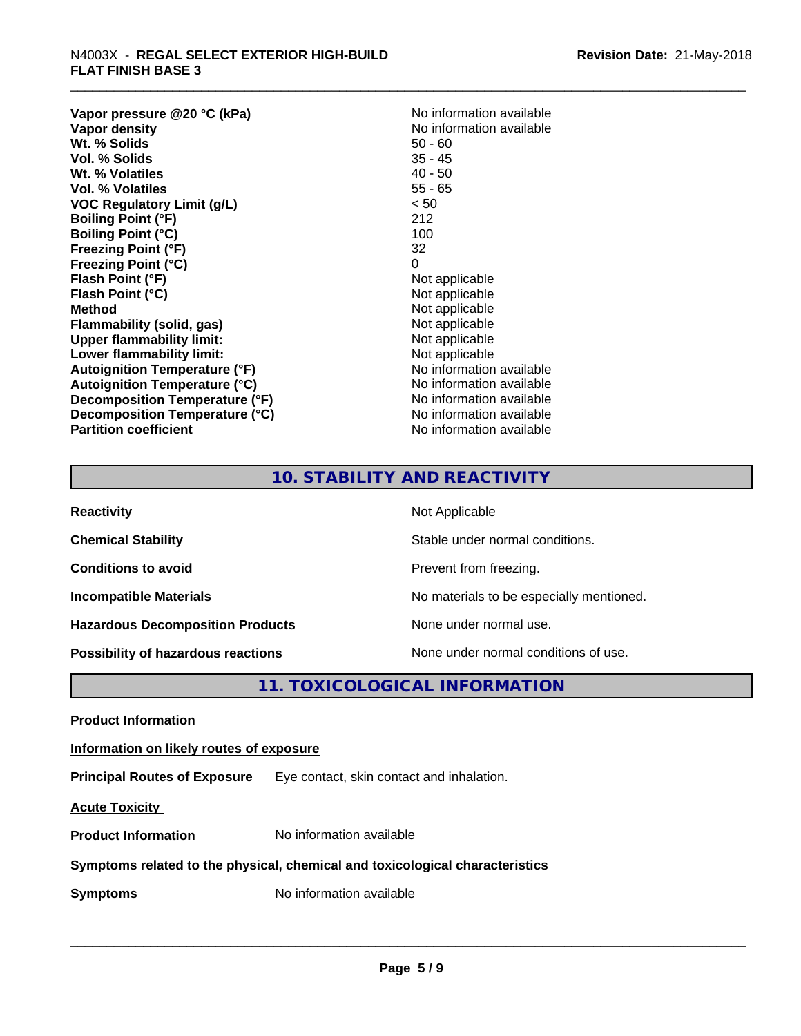| | |
|---|---|
| **Vapor pressure @20 °C (kPa)** | No information available |
| **Vapor density** | No information available |
| **Wt. % Solids** | 50 - 60 |
| **Vol. % Solids** | 35 - 45 |
| **Wt. % Volatiles** | 40 - 50 |
| **Vol. % Volatiles** | 55 - 65 |
| **VOC Regulatory Limit (g/L)** | < 50 |
| **Boiling Point (°F)** | 212 |
| **Boiling Point (°C)** | 100 |
| **Freezing Point (°F)** | 32 |
| **Freezing Point (°C)** | 0 |
| **Flash Point (°F)** | Not applicable |
| **Flash Point (°C)** | Not applicable |
| **Method** | Not applicable |
| **Flammability (solid, gas)** | Not applicable |
| **Upper flammability limit:** | Not applicable |
| **Lower flammability limit:** | Not applicable |
| **Autoignition Temperature (°F)** | No information available |
| **Autoignition Temperature (°C)** | No information available |
| **Decomposition Temperature (°F)** | No information available |
| **Decomposition Temperature (°C)** | No information available |
| **Partition coefficient** | No information available |

## 10. STABILITY AND REACTIVITY

| | |
|---|---|
| **Reactivity** | Not Applicable |
| **Chemical Stability** | Stable under normal conditions. |
| **Conditions to avoid** | Prevent from freezing. |
| **Incompatible Materials** | No materials to be especially mentioned. |
| **Hazardous Decomposition Products** | None under normal use. |
| **Possibility of hazardous reactions** | None under normal conditions of use. |

## 11. TOXICOLOGICAL INFORMATION

**Product Information**

**Information on likely routes of exposure**

**Principal Routes of Exposure** Eye contact, skin contact and inhalation.

**Acute Toxicity**

**Product Information** No information available

**Symptoms related to the physical, chemical and toxicological characteristics**

**Symptoms** No information available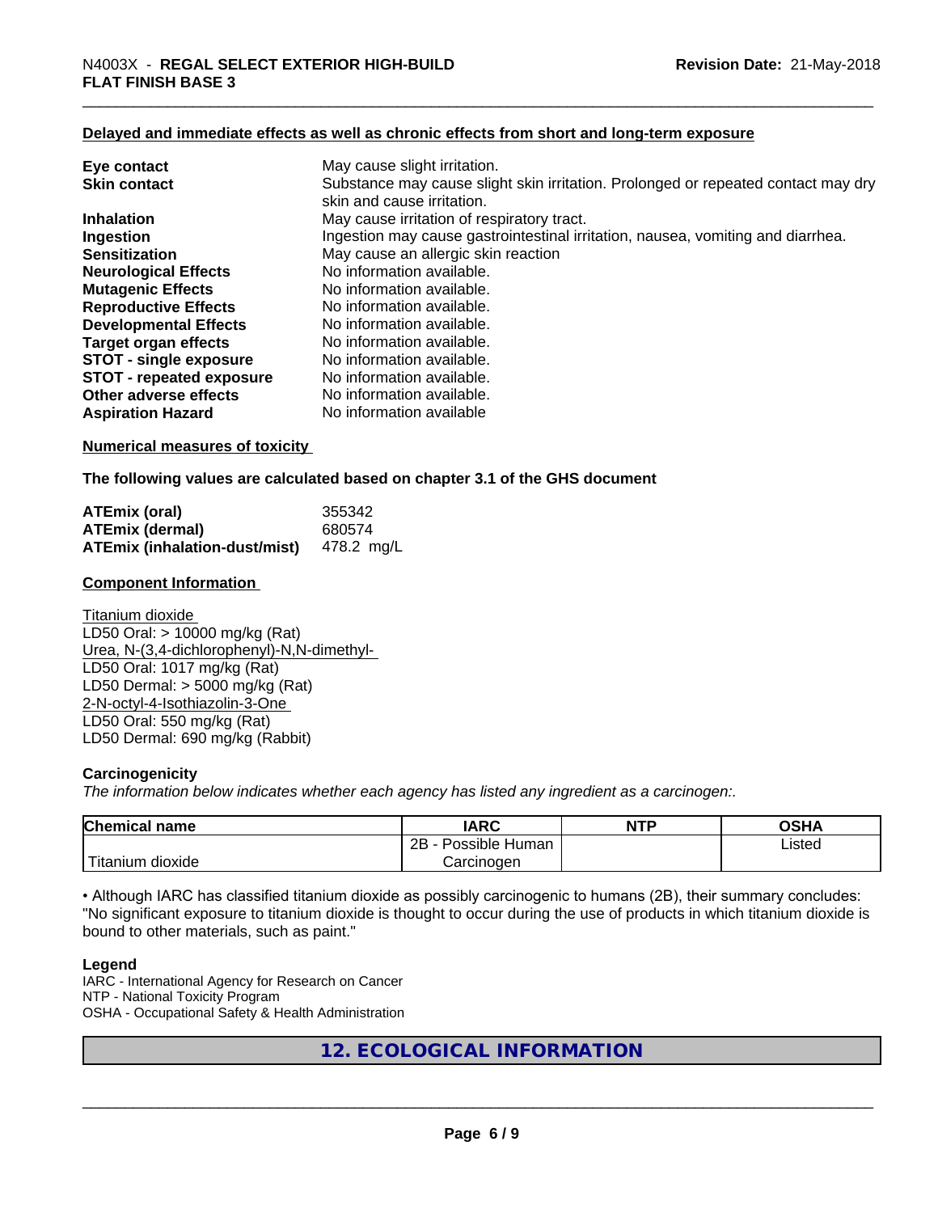**Delayed and immediate effects as well as chronic effects from short and long-term exposure**

| | |
|---|---|
| **Eye contact** | May cause slight irritation. |
| **Skin contact** | Substance may cause slight skin irritation. Prolonged or repeated contact may dry skin and cause irritation. |
| **Inhalation** | May cause irritation of respiratory tract. |
| **Ingestion** | Ingestion may cause gastrointestinal irritation, nausea, vomiting and diarrhea. |
| **Sensitization** | May cause an allergic skin reaction |
| **Neurological Effects** | No information available. |
| **Mutagenic Effects** | No information available. |
| **Reproductive Effects** | No information available. |
| **Developmental Effects** | No information available. |
| **Target organ effects** | No information available. |
| **STOT - single exposure** | No information available. |
| **STOT - repeated exposure** | No information available. |
| **Other adverse effects** | No information available. |
| **Aspiration Hazard** | No information available |

**Numerical measures of toxicity**

**The following values are calculated based on chapter 3.1 of the GHS document**

| | |
|---|---|
| **ATEmix (oral)** | 355342 |
| **ATEmix (dermal)** | 680574 |
| **ATEmix (inhalation-dust/mist)** | 478.2 mg/L |

**Component Information**

Titanium dioxide
LD50 Oral: > 10000 mg/kg (Rat)
Urea, N-(3,4-dichlorophenyl)-N,N-dimethyl-
LD50 Oral: 1017 mg/kg (Rat)
LD50 Dermal: > 5000 mg/kg (Rat)
2-N-octyl-4-Isothiazolin-3-One
LD50 Oral: 550 mg/kg (Rat)
LD50 Dermal: 690 mg/kg (Rabbit)

**Carcinogenicity**

*The information below indicates whether each agency has listed any ingredient as a carcinogen:.*

| Chemical name | IARC | NTP | OSHA |
|---|---|---|---|
| Titanium dioxide | 2B - Possible Human Carcinogen | | Listed |

• Although IARC has classified titanium dioxide as possibly carcinogenic to humans (2B), their summary concludes: "No significant exposure to titanium dioxide is thought to occur during the use of products in which titanium dioxide is bound to other materials, such as paint."

**Legend**

IARC - International Agency for Research on Cancer
NTP - National Toxicity Program
OSHA - Occupational Safety & Health Administration

## 12. ECOLOGICAL INFORMATION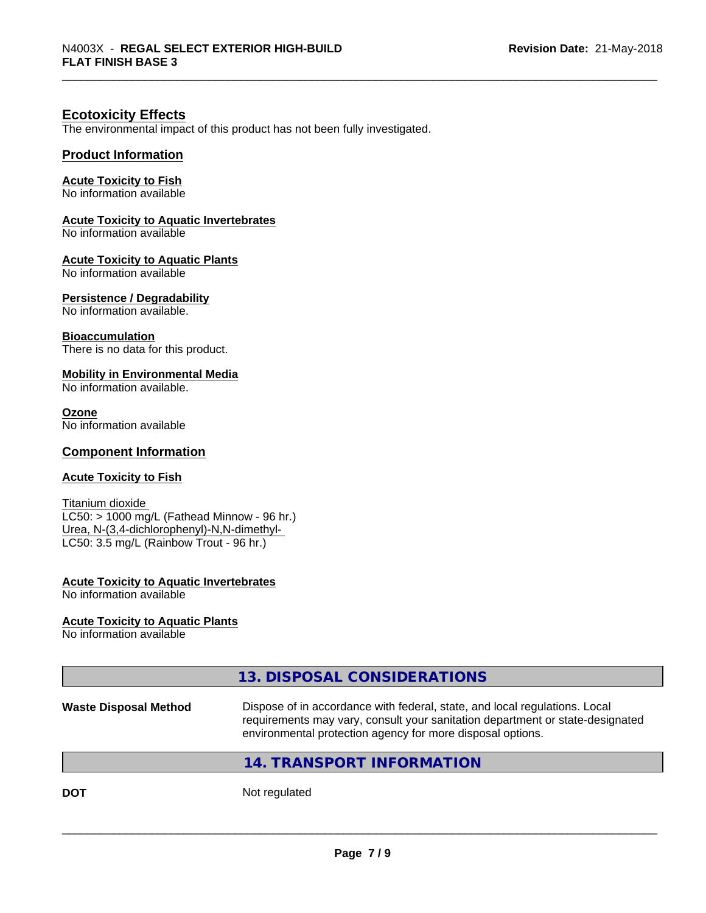## Ecotoxicity Effects

The environmental impact of this product has not been fully investigated.

### Product Information

**Acute Toxicity to Fish**
No information available

**Acute Toxicity to Aquatic Invertebrates**
No information available

**Acute Toxicity to Aquatic Plants**
No information available

**Persistence / Degradability**
No information available.

**Bioaccumulation**
There is no data for this product.

**Mobility in Environmental Media**
No information available.

**Ozone**
No information available

### Component Information

**Acute Toxicity to Fish**

Titanium dioxide
LC50: > 1000 mg/L (Fathead Minnow - 96 hr.)
Urea, N-(3,4-dichlorophenyl)-N,N-dimethyl-
LC50: 3.5 mg/L (Rainbow Trout - 96 hr.)

**Acute Toxicity to Aquatic Invertebrates**
No information available

**Acute Toxicity to Aquatic Plants**
No information available

## 13. DISPOSAL CONSIDERATIONS

**Waste Disposal Method** Dispose of in accordance with federal, state, and local regulations. Local requirements may vary, consult your sanitation department or state-designated environmental protection agency for more disposal options.

## 14. TRANSPORT INFORMATION

**DOT** Not regulated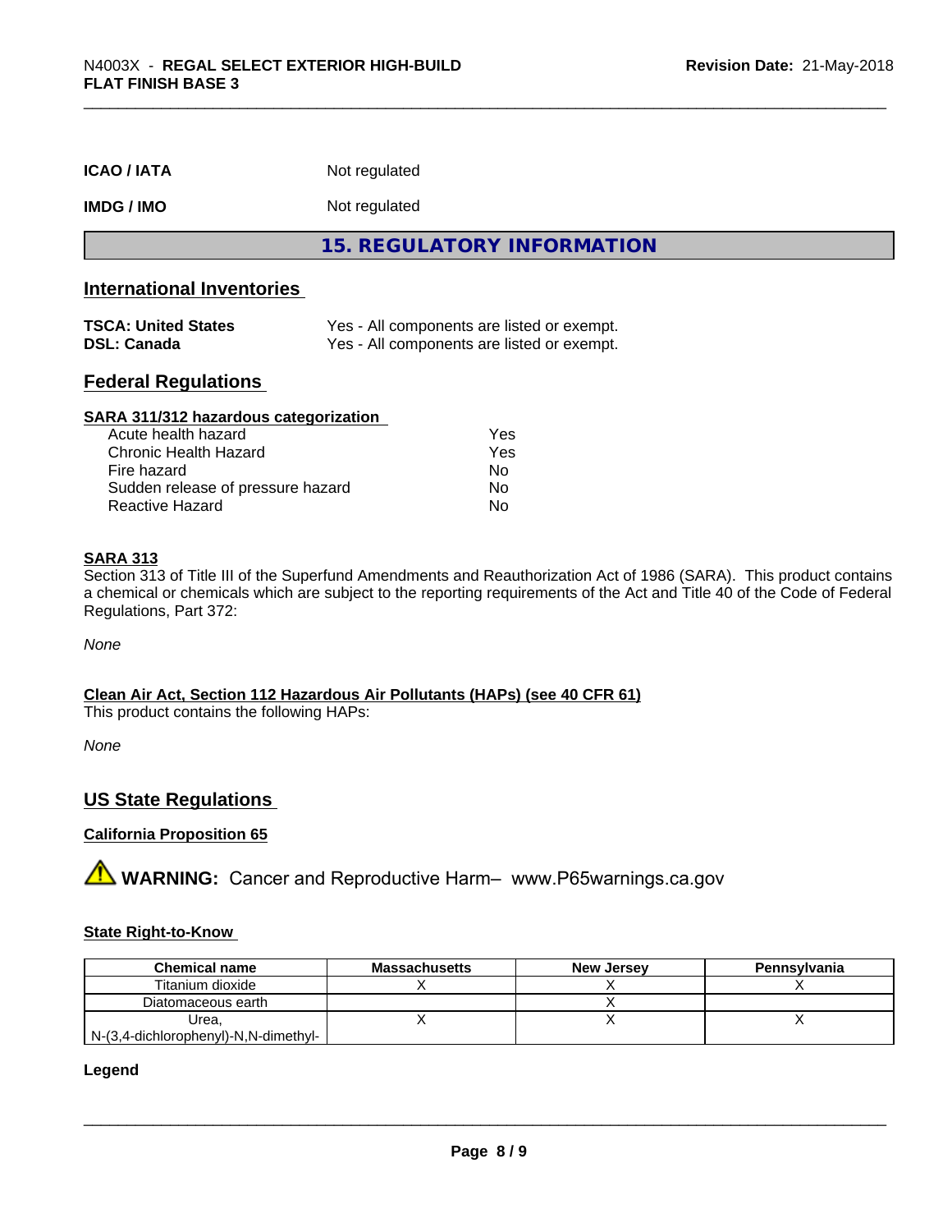| | |
|---|---|
| **ICAO / IATA** | Not regulated |
| **IMDG / IMO** | Not regulated |

## 15. REGULATORY INFORMATION

### International Inventories

| | |
|---|---|
| **TSCA: United States** | Yes - All components are listed or exempt. |
| **DSL: Canada** | Yes - All components are listed or exempt. |

### Federal Regulations

**SARA 311/312 hazardous categorization**

| | |
|---|---|
| Acute health hazard | Yes |
| Chronic Health Hazard | Yes |
| Fire hazard | No |
| Sudden release of pressure hazard | No |
| Reactive Hazard | No |

**SARA 313**

Section 313 of Title III of the Superfund Amendments and Reauthorization Act of 1986 (SARA). This product contains a chemical or chemicals which are subject to the reporting requirements of the Act and Title 40 of the Code of Federal Regulations, Part 372:

*None*

**Clean Air Act, Section 112 Hazardous Air Pollutants (HAPs) (see 40 CFR 61)**

This product contains the following HAPs:

*None*

### US State Regulations

**California Proposition 65**

⚠ **WARNING:** Cancer and Reproductive Harm– www.P65warnings.ca.gov

**State Right-to-Know**

| Chemical name | Massachusetts | New Jersey | Pennsylvania |
|---|---|---|---|
| Titanium dioxide | X | X | X |
| Diatomaceous earth | | X | |
| Urea, N-(3,4-dichlorophenyl)-N,N-dimethyl- | X | X | X |

**Legend**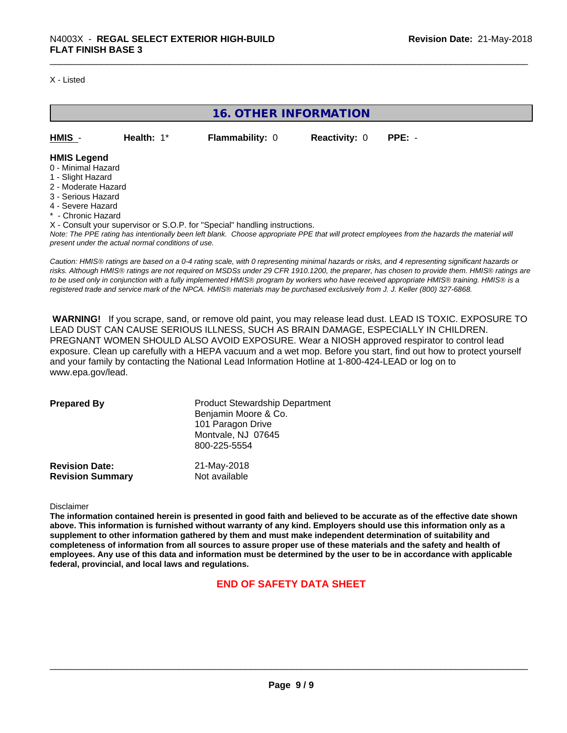X - Listed

## 16. OTHER INFORMATION

| HMIS - | Health: 1* | Flammability: 0 | Reactivity: 0 | PPE: - |
|---|---|---|---|---|

**HMIS Legend**
0 - Minimal Hazard
1 - Slight Hazard
2 - Moderate Hazard
3 - Serious Hazard
4 - Severe Hazard
* - Chronic Hazard
X - Consult your supervisor or S.O.P. for "Special" handling instructions.

*Note: The PPE rating has intentionally been left blank. Choose appropriate PPE that will protect employees from the hazards the material will present under the actual normal conditions of use.*

*Caution: HMIS® ratings are based on a 0-4 rating scale, with 0 representing minimal hazards or risks, and 4 representing significant hazards or risks. Although HMIS® ratings are not required on MSDSs under 29 CFR 1910.1200, the preparer, has chosen to provide them. HMIS® ratings are to be used only in conjunction with a fully implemented HMIS® program by workers who have received appropriate HMIS® training. HMIS® is a registered trade and service mark of the NPCA. HMIS® materials may be purchased exclusively from J. J. Keller (800) 327-6868.*

**WARNING!** If you scrape, sand, or remove old paint, you may release lead dust. LEAD IS TOXIC. EXPOSURE TO LEAD DUST CAN CAUSE SERIOUS ILLNESS, SUCH AS BRAIN DAMAGE, ESPECIALLY IN CHILDREN. PREGNANT WOMEN SHOULD ALSO AVOID EXPOSURE. Wear a NIOSH approved respirator to control lead exposure. Clean up carefully with a HEPA vacuum and a wet mop. Before you start, find out how to protect yourself and your family by contacting the National Lead Information Hotline at 1-800-424-LEAD or log on to www.epa.gov/lead.

**Prepared By**
Product Stewardship Department
Benjamin Moore & Co.
101 Paragon Drive
Montvale, NJ 07645
800-225-5554

**Revision Date:** 21-May-2018
**Revision Summary** Not available

Disclaimer

**The information contained herein is presented in good faith and believed to be accurate as of the effective date shown above. This information is furnished without warranty of any kind. Employers should use this information only as a supplement to other information gathered by them and must make independent determination of suitability and completeness of information from all sources to assure proper use of these materials and the safety and health of employees. Any use of this data and information must be determined by the user to be in accordance with applicable federal, provincial, and local laws and regulations.**

**END OF SAFETY DATA SHEET**